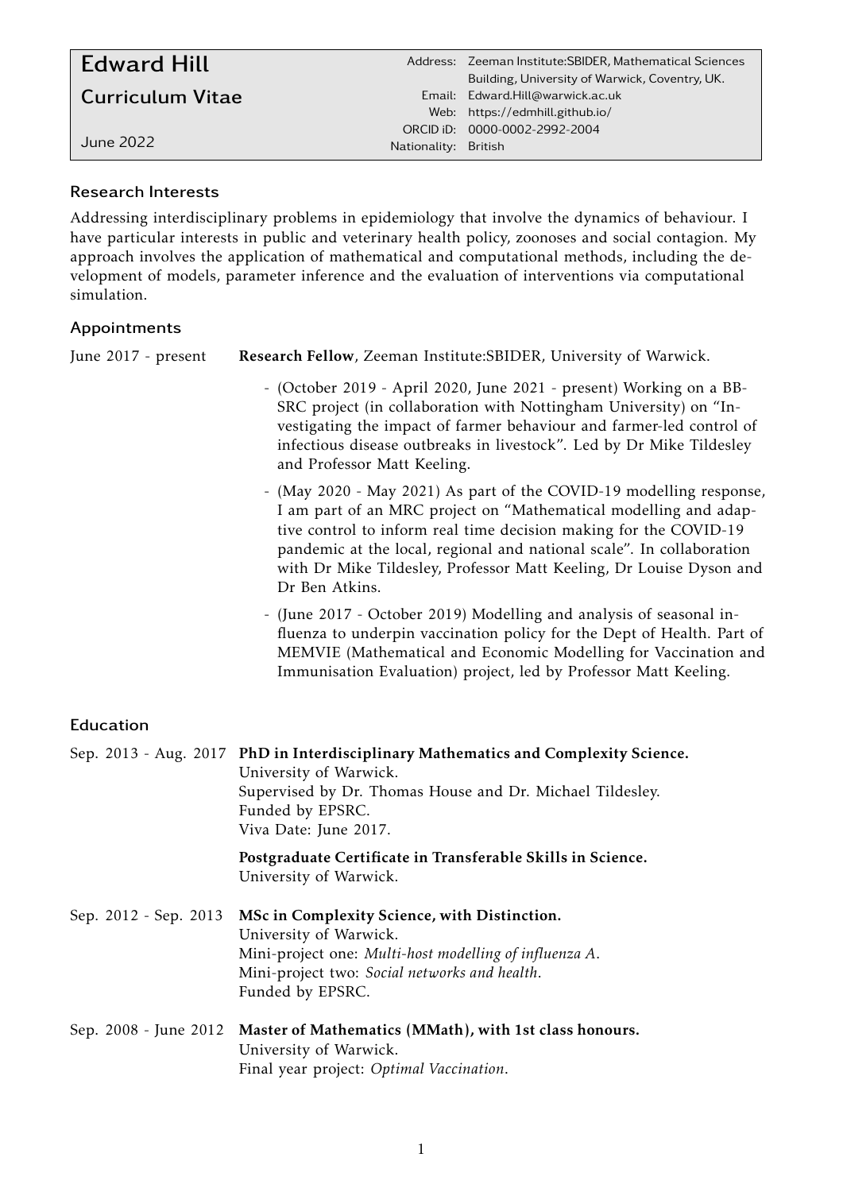# Edward Hill

## Curriculum Vitae

June 2022

Address: Zeeman Institute:SBIDER, Mathematical Sciences Building, University of Warwick, Coventry, UK.
Email: Edward.Hill@warwick.ac.uk
Web: https://edmhill.github.io/
ORCID iD: 0000-0002-2992-2004
Nationality: British

### Research Interests

Addressing interdisciplinary problems in epidemiology that involve the dynamics of behaviour. I have particular interests in public and veterinary health policy, zoonoses and social contagion. My approach involves the application of mathematical and computational methods, including the development of models, parameter inference and the evaluation of interventions via computational simulation.

### Appointments

June 2017 - present **Research Fellow**, Zeeman Institute:SBIDER, University of Warwick.

- (October 2019 - April 2020, June 2021 - present) Working on a BBSRC project (in collaboration with Nottingham University) on "Investigating the impact of farmer behaviour and farmer-led control of infectious disease outbreaks in livestock". Led by Dr Mike Tildesley and Professor Matt Keeling.
- (May 2020 - May 2021) As part of the COVID-19 modelling response, I am part of an MRC project on "Mathematical modelling and adaptive control to inform real time decision making for the COVID-19 pandemic at the local, regional and national scale". In collaboration with Dr Mike Tildesley, Professor Matt Keeling, Dr Louise Dyson and Dr Ben Atkins.
- (June 2017 - October 2019) Modelling and analysis of seasonal influenza to underpin vaccination policy for the Dept of Health. Part of MEMVIE (Mathematical and Economic Modelling for Vaccination and Immunisation Evaluation) project, led by Professor Matt Keeling.

### Education

Sep. 2013 - Aug. 2017 **PhD in Interdisciplinary Mathematics and Complexity Science.**
University of Warwick.
Supervised by Dr. Thomas House and Dr. Michael Tildesley.
Funded by EPSRC.
Viva Date: June 2017.

**Postgraduate Certificate in Transferable Skills in Science.**
University of Warwick.

Sep. 2012 - Sep. 2013 **MSc in Complexity Science, with Distinction.**
University of Warwick.
Mini-project one: *Multi-host modelling of influenza A*.
Mini-project two: *Social networks and health*.
Funded by EPSRC.

Sep. 2008 - June 2012 **Master of Mathematics (MMath), with 1st class honours.**
University of Warwick.
Final year project: *Optimal Vaccination*.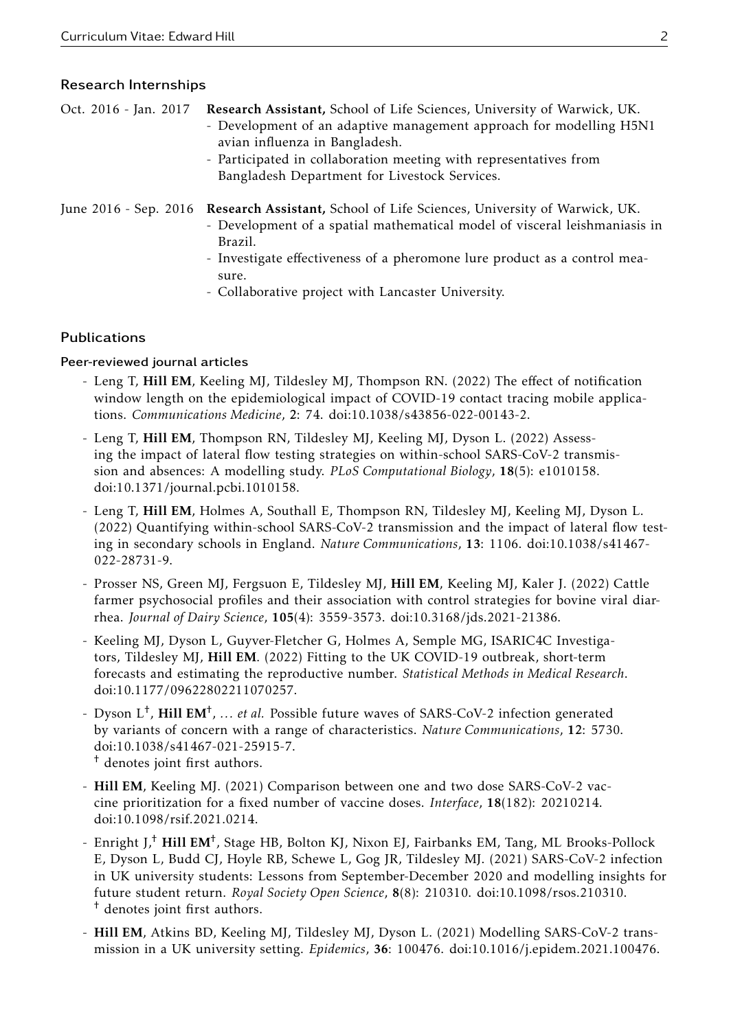## Research Internships

**Oct. 2016 - Jan. 2017** **Research Assistant,** School of Life Sciences, University of Warwick, UK.
- Development of an adaptive management approach for modelling H5N1 avian influenza in Bangladesh.
- Participated in collaboration meeting with representatives from Bangladesh Department for Livestock Services.

**June 2016 - Sep. 2016** **Research Assistant,** School of Life Sciences, University of Warwick, UK.
- Development of a spatial mathematical model of visceral leishmaniasis in Brazil.
- Investigate effectiveness of a pheromone lure product as a control measure.
- Collaborative project with Lancaster University.

## Publications

### Peer-reviewed journal articles

- Leng T, **Hill EM**, Keeling MJ, Tildesley MJ, Thompson RN. (2022) The effect of notification window length on the epidemiological impact of COVID-19 contact tracing mobile applications. *Communications Medicine*, **2**: 74. doi:10.1038/s43856-022-00143-2.
- Leng T, **Hill EM**, Thompson RN, Tildesley MJ, Keeling MJ, Dyson L. (2022) Assessing the impact of lateral flow testing strategies on within-school SARS-CoV-2 transmission and absences: A modelling study. *PLoS Computational Biology*, **18**(5): e1010158. doi:10.1371/journal.pcbi.1010158.
- Leng T, **Hill EM**, Holmes A, Southall E, Thompson RN, Tildesley MJ, Keeling MJ, Dyson L. (2022) Quantifying within-school SARS-CoV-2 transmission and the impact of lateral flow testing in secondary schools in England. *Nature Communications*, **13**: 1106. doi:10.1038/s41467-022-28731-9.
- Prosser NS, Green MJ, Fergsuon E, Tildesley MJ, **Hill EM**, Keeling MJ, Kaler J. (2022) Cattle farmer psychosocial profiles and their association with control strategies for bovine viral diarrhea. *Journal of Dairy Science*, **105**(4): 3559-3573. doi:10.3168/jds.2021-21386.
- Keeling MJ, Dyson L, Guyver-Fletcher G, Holmes A, Semple MG, ISARIC4C Investigators, Tildesley MJ, **Hill EM**. (2022) Fitting to the UK COVID-19 outbreak, short-term forecasts and estimating the reproductive number. *Statistical Methods in Medical Research*. doi:10.1177/09622802211070257.
- Dyson L†, **Hill EM**†, ... *et al.* Possible future waves of SARS-CoV-2 infection generated by variants of concern with a range of characteristics. *Nature Communications*, **12**: 5730. doi:10.1038/s41467-021-25915-7.
  † denotes joint first authors.
- **Hill EM**, Keeling MJ. (2021) Comparison between one and two dose SARS-CoV-2 vaccine prioritization for a fixed number of vaccine doses. *Interface*, **18**(182): 20210214. doi:10.1098/rsif.2021.0214.
- Enright J,† **Hill EM**†, Stage HB, Bolton KJ, Nixon EJ, Fairbanks EM, Tang, ML Brooks-Pollock E, Dyson L, Budd CJ, Hoyle RB, Schewe L, Gog JR, Tildesley MJ. (2021) SARS-CoV-2 infection in UK university students: Lessons from September-December 2020 and modelling insights for future student return. *Royal Society Open Science*, **8**(8): 210310. doi:10.1098/rsos.210310.
  † denotes joint first authors.
- **Hill EM**, Atkins BD, Keeling MJ, Tildesley MJ, Dyson L. (2021) Modelling SARS-CoV-2 transmission in a UK university setting. *Epidemics*, **36**: 100476. doi:10.1016/j.epidem.2021.100476.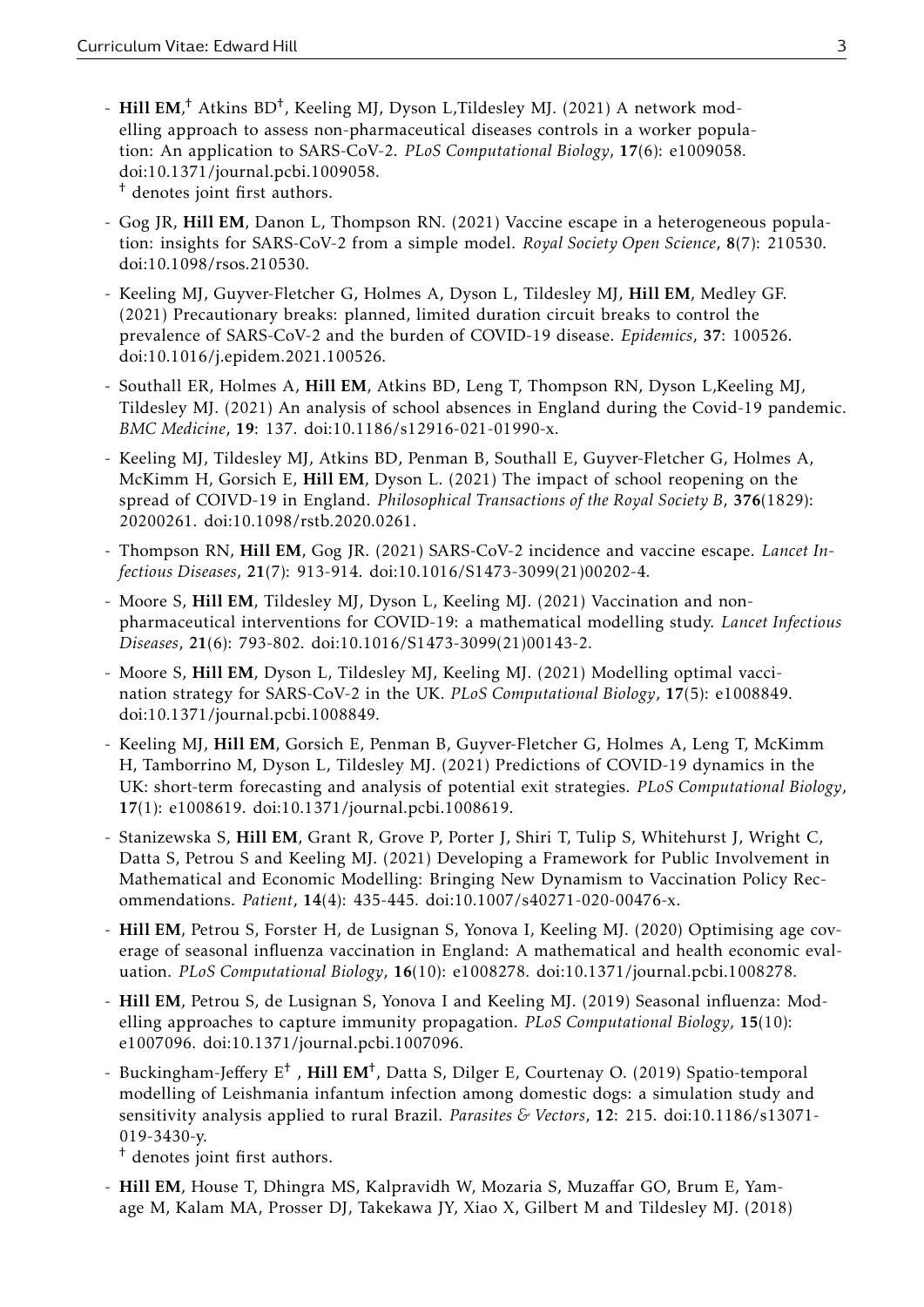- **Hill EM**,[†] Atkins BD[†], Keeling MJ, Dyson L,Tildesley MJ. (2021) A network modelling approach to assess non-pharmaceutical diseases controls in a worker population: An application to SARS-CoV-2. *PLoS Computational Biology*, **17**(6): e1009058. doi:10.1371/journal.pcbi.1009058.
  [†] denotes joint first authors.
- Gog JR, **Hill EM**, Danon L, Thompson RN. (2021) Vaccine escape in a heterogeneous population: insights for SARS-CoV-2 from a simple model. *Royal Society Open Science*, **8**(7): 210530. doi:10.1098/rsos.210530.
- Keeling MJ, Guyver-Fletcher G, Holmes A, Dyson L, Tildesley MJ, **Hill EM**, Medley GF. (2021) Precautionary breaks: planned, limited duration circuit breaks to control the prevalence of SARS-CoV-2 and the burden of COVID-19 disease. *Epidemics*, **37**: 100526. doi:10.1016/j.epidem.2021.100526.
- Southall ER, Holmes A, **Hill EM**, Atkins BD, Leng T, Thompson RN, Dyson L,Keeling MJ, Tildesley MJ. (2021) An analysis of school absences in England during the Covid-19 pandemic. *BMC Medicine*, **19**: 137. doi:10.1186/s12916-021-01990-x.
- Keeling MJ, Tildesley MJ, Atkins BD, Penman B, Southall E, Guyver-Fletcher G, Holmes A, McKimm H, Gorsich E, **Hill EM**, Dyson L. (2021) The impact of school reopening on the spread of COIVD-19 in England. *Philosophical Transactions of the Royal Society B*, **376**(1829): 20200261. doi:10.1098/rstb.2020.0261.
- Thompson RN, **Hill EM**, Gog JR. (2021) SARS-CoV-2 incidence and vaccine escape. *Lancet Infectious Diseases*, **21**(7): 913-914. doi:10.1016/S1473-3099(21)00202-4.
- Moore S, **Hill EM**, Tildesley MJ, Dyson L, Keeling MJ. (2021) Vaccination and non-pharmaceutical interventions for COVID-19: a mathematical modelling study. *Lancet Infectious Diseases*, **21**(6): 793-802. doi:10.1016/S1473-3099(21)00143-2.
- Moore S, **Hill EM**, Dyson L, Tildesley MJ, Keeling MJ. (2021) Modelling optimal vaccination strategy for SARS-CoV-2 in the UK. *PLoS Computational Biology*, **17**(5): e1008849. doi:10.1371/journal.pcbi.1008849.
- Keeling MJ, **Hill EM**, Gorsich E, Penman B, Guyver-Fletcher G, Holmes A, Leng T, McKimm H, Tamborrino M, Dyson L, Tildesley MJ. (2021) Predictions of COVID-19 dynamics in the UK: short-term forecasting and analysis of potential exit strategies. *PLoS Computational Biology*, **17**(1): e1008619. doi:10.1371/journal.pcbi.1008619.
- Stanizewska S, **Hill EM**, Grant R, Grove P, Porter J, Shiri T, Tulip S, Whitehurst J, Wright C, Datta S, Petrou S and Keeling MJ. (2021) Developing a Framework for Public Involvement in Mathematical and Economic Modelling: Bringing New Dynamism to Vaccination Policy Recommendations. *Patient*, **14**(4): 435-445. doi:10.1007/s40271-020-00476-x.
- **Hill EM**, Petrou S, Forster H, de Lusignan S, Yonova I, Keeling MJ. (2020) Optimising age coverage of seasonal influenza vaccination in England: A mathematical and health economic evaluation. *PLoS Computational Biology*, **16**(10): e1008278. doi:10.1371/journal.pcbi.1008278.
- **Hill EM**, Petrou S, de Lusignan S, Yonova I and Keeling MJ. (2019) Seasonal influenza: Modelling approaches to capture immunity propagation. *PLoS Computational Biology*, **15**(10): e1007096. doi:10.1371/journal.pcbi.1007096.
- Buckingham-Jeffery E[†] , **Hill EM**[†], Datta S, Dilger E, Courtenay O. (2019) Spatio-temporal modelling of Leishmania infantum infection among domestic dogs: a simulation study and sensitivity analysis applied to rural Brazil. *Parasites & Vectors*, **12**: 215. doi:10.1186/s13071-019-3430-y.
  [†] denotes joint first authors.
- **Hill EM**, House T, Dhingra MS, Kalpravidh W, Mozaria S, Muzaffar GO, Brum E, Yamage M, Kalam MA, Prosser DJ, Takekawa JY, Xiao X, Gilbert M and Tildesley MJ. (2018)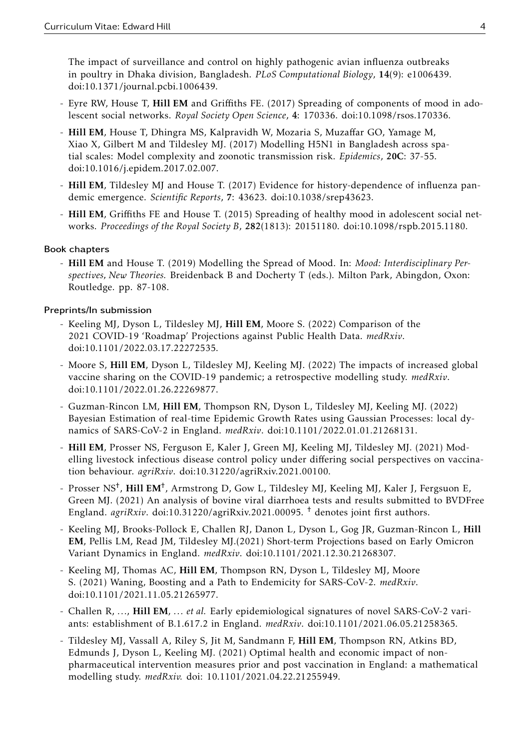The impact of surveillance and control on highly pathogenic avian influenza outbreaks in poultry in Dhaka division, Bangladesh. *PLoS Computational Biology*, **14**(9): e1006439. doi:10.1371/journal.pcbi.1006439.

- Eyre RW, House T, **Hill EM** and Griffiths FE. (2017) Spreading of components of mood in adolescent social networks. *Royal Society Open Science*, **4**: 170336. doi:10.1098/rsos.170336.
- **Hill EM**, House T, Dhingra MS, Kalpravidh W, Mozaria S, Muzaffar GO, Yamage M, Xiao X, Gilbert M and Tildesley MJ. (2017) Modelling H5N1 in Bangladesh across spatial scales: Model complexity and zoonotic transmission risk. *Epidemics*, **20C**: 37-55. doi:10.1016/j.epidem.2017.02.007.
- **Hill EM**, Tildesley MJ and House T. (2017) Evidence for history-dependence of influenza pandemic emergence. *Scientific Reports*, **7**: 43623. doi:10.1038/srep43623.
- **Hill EM**, Griffiths FE and House T. (2015) Spreading of healthy mood in adolescent social networks. *Proceedings of the Royal Society B*, **282**(1813): 20151180. doi:10.1098/rspb.2015.1180.

### Book chapters

- **Hill EM** and House T. (2019) Modelling the Spread of Mood. In: *Mood: Interdisciplinary Perspectives, New Theories.* Breidenback B and Docherty T (eds.). Milton Park, Abingdon, Oxon: Routledge. pp. 87-108.

### Preprints/In submission

- Keeling MJ, Dyson L, Tildesley MJ, **Hill EM**, Moore S. (2022) Comparison of the 2021 COVID-19 'Roadmap' Projections against Public Health Data. *medRxiv*. doi:10.1101/2022.03.17.22272535.
- Moore S, **Hill EM**, Dyson L, Tildesley MJ, Keeling MJ. (2022) The impacts of increased global vaccine sharing on the COVID-19 pandemic; a retrospective modelling study. *medRxiv*. doi:10.1101/2022.01.26.22269877.
- Guzman-Rincon LM, **Hill EM**, Thompson RN, Dyson L, Tildesley MJ, Keeling MJ. (2022) Bayesian Estimation of real-time Epidemic Growth Rates using Gaussian Processes: local dynamics of SARS-CoV-2 in England. *medRxiv*. doi:10.1101/2022.01.01.21268131.
- **Hill EM**, Prosser NS, Ferguson E, Kaler J, Green MJ, Keeling MJ, Tildesley MJ. (2021) Modelling livestock infectious disease control policy under differing social perspectives on vaccination behaviour. *agriRxiv*. doi:10.31220/agriRxiv.2021.00100.
- Prosser NS[†], **Hill EM**[†], Armstrong D, Gow L, Tildesley MJ, Keeling MJ, Kaler J, Fergsuon E, Green MJ. (2021) An analysis of bovine viral diarrhoea tests and results submitted to BVDFree England. *agriRxiv*. doi:10.31220/agriRxiv.2021.00095. [†] denotes joint first authors.
- Keeling MJ, Brooks-Pollock E, Challen RJ, Danon L, Dyson L, Gog JR, Guzman-Rincon L, **Hill EM**, Pellis LM, Read JM, Tildesley MJ.(2021) Short-term Projections based on Early Omicron Variant Dynamics in England. *medRxiv*. doi:10.1101/2021.12.30.21268307.
- Keeling MJ, Thomas AC, **Hill EM**, Thompson RN, Dyson L, Tildesley MJ, Moore S. (2021) Waning, Boosting and a Path to Endemicity for SARS-CoV-2. *medRxiv*. doi:10.1101/2021.11.05.21265977.
- Challen R, ..., **Hill EM**, ... *et al.* Early epidemiological signatures of novel SARS-CoV-2 variants: establishment of B.1.617.2 in England. *medRxiv*. doi:10.1101/2021.06.05.21258365.
- Tildesley MJ, Vassall A, Riley S, Jit M, Sandmann F, **Hill EM**, Thompson RN, Atkins BD, Edmunds J, Dyson L, Keeling MJ. (2021) Optimal health and economic impact of non-pharmaceutical intervention measures prior and post vaccination in England: a mathematical modelling study. *medRxiv.* doi: 10.1101/2021.04.22.21255949.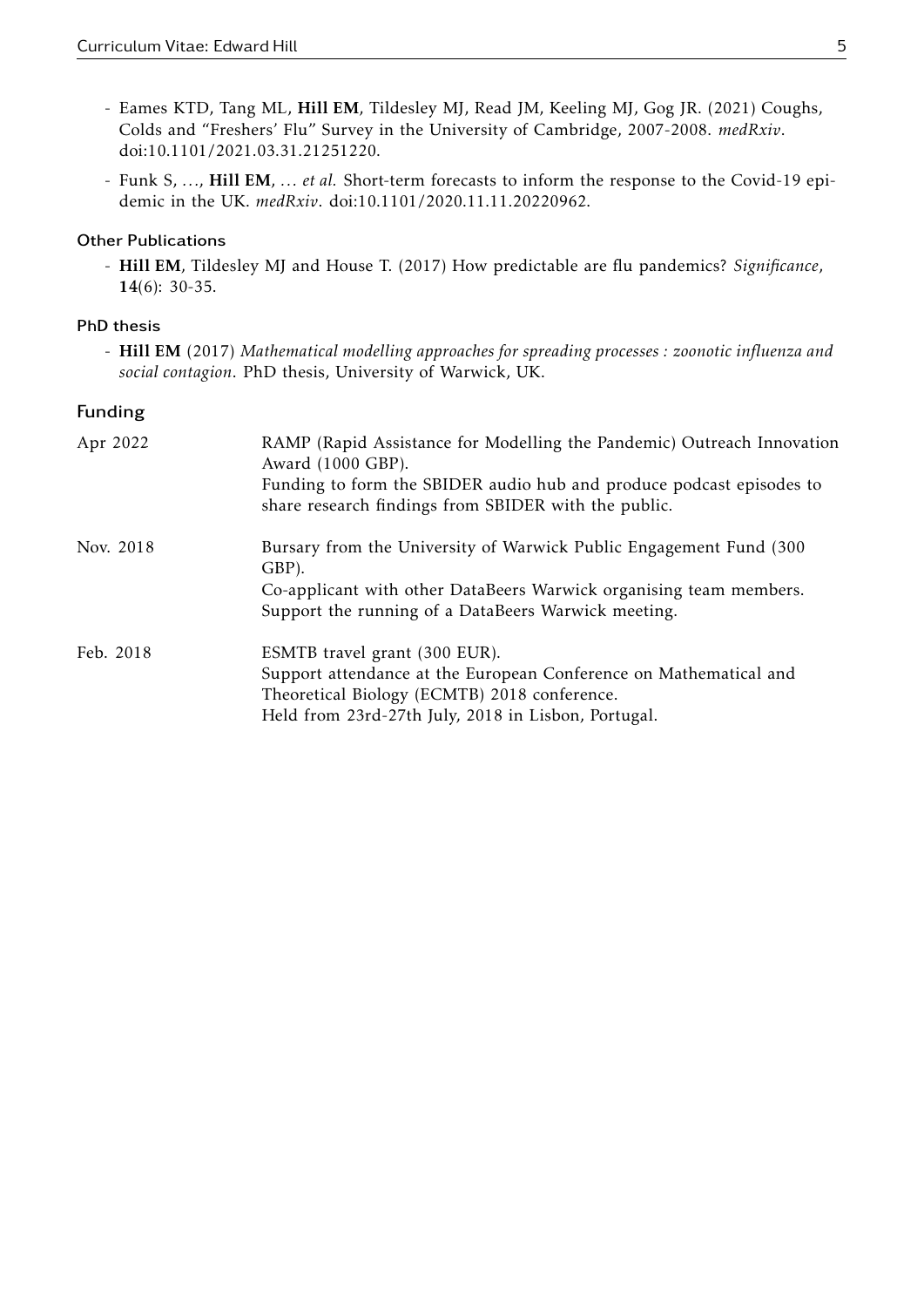- Eames KTD, Tang ML, **Hill EM**, Tildesley MJ, Read JM, Keeling MJ, Gog JR. (2021) Coughs, Colds and "Freshers' Flu" Survey in the University of Cambridge, 2007-2008. *medRxiv*. doi:10.1101/2021.03.31.21251220.
- Funk S, …, **Hill EM**, … *et al.* Short-term forecasts to inform the response to the Covid-19 epidemic in the UK. *medRxiv*. doi:10.1101/2020.11.11.20220962.

### Other Publications

- **Hill EM**, Tildesley MJ and House T. (2017) How predictable are flu pandemics? *Significance*, **14**(6): 30-35.

### PhD thesis

- **Hill EM** (2017) *Mathematical modelling approaches for spreading processes : zoonotic influenza and social contagion*. PhD thesis, University of Warwick, UK.

## Funding

| | |
|---|---|
| Apr 2022 | RAMP (Rapid Assistance for Modelling the Pandemic) Outreach Innovation Award (1000 GBP).<br>Funding to form the SBIDER audio hub and produce podcast episodes to share research findings from SBIDER with the public. |
| Nov. 2018 | Bursary from the University of Warwick Public Engagement Fund (300 GBP).<br>Co-applicant with other DataBeers Warwick organising team members.<br>Support the running of a DataBeers Warwick meeting. |
| Feb. 2018 | ESMTB travel grant (300 EUR).<br>Support attendance at the European Conference on Mathematical and Theoretical Biology (ECMTB) 2018 conference.<br>Held from 23rd-27th July, 2018 in Lisbon, Portugal. |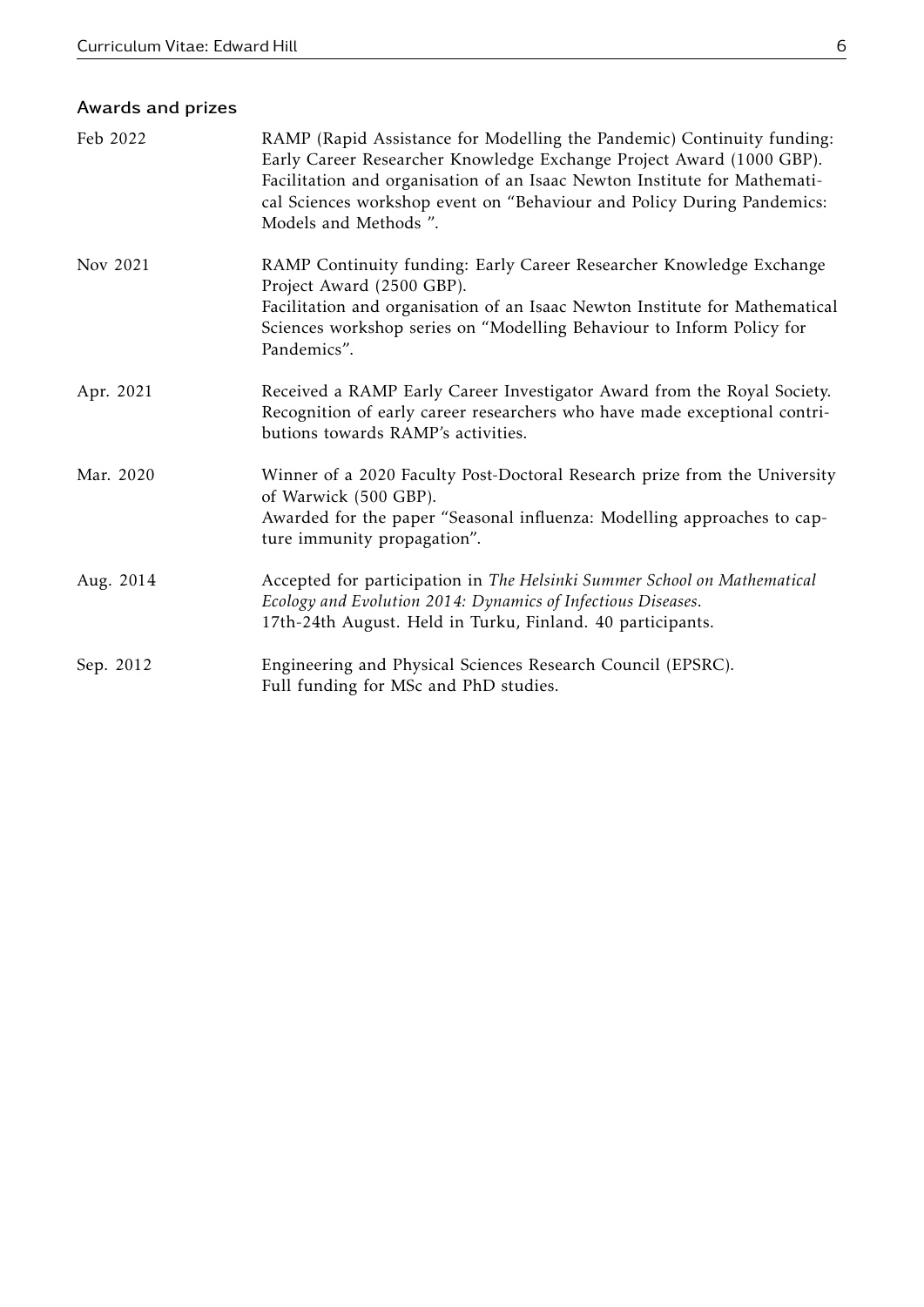### Awards and prizes

**Feb 2022**
RAMP (Rapid Assistance for Modelling the Pandemic) Continuity funding: Early Career Researcher Knowledge Exchange Project Award (1000 GBP).
Facilitation and organisation of an Isaac Newton Institute for Mathematical Sciences workshop event on "Behaviour and Policy During Pandemics: Models and Methods ".

**Nov 2021**
RAMP Continuity funding: Early Career Researcher Knowledge Exchange Project Award (2500 GBP).
Facilitation and organisation of an Isaac Newton Institute for Mathematical Sciences workshop series on "Modelling Behaviour to Inform Policy for Pandemics".

**Apr. 2021**
Received a RAMP Early Career Investigator Award from the Royal Society.
Recognition of early career researchers who have made exceptional contributions towards RAMP's activities.

**Mar. 2020**
Winner of a 2020 Faculty Post-Doctoral Research prize from the University of Warwick (500 GBP).
Awarded for the paper "Seasonal influenza: Modelling approaches to capture immunity propagation".

**Aug. 2014**
Accepted for participation in *The Helsinki Summer School on Mathematical Ecology and Evolution 2014: Dynamics of Infectious Diseases*.
17th-24th August. Held in Turku, Finland. 40 participants.

**Sep. 2012**
Engineering and Physical Sciences Research Council (EPSRC).
Full funding for MSc and PhD studies.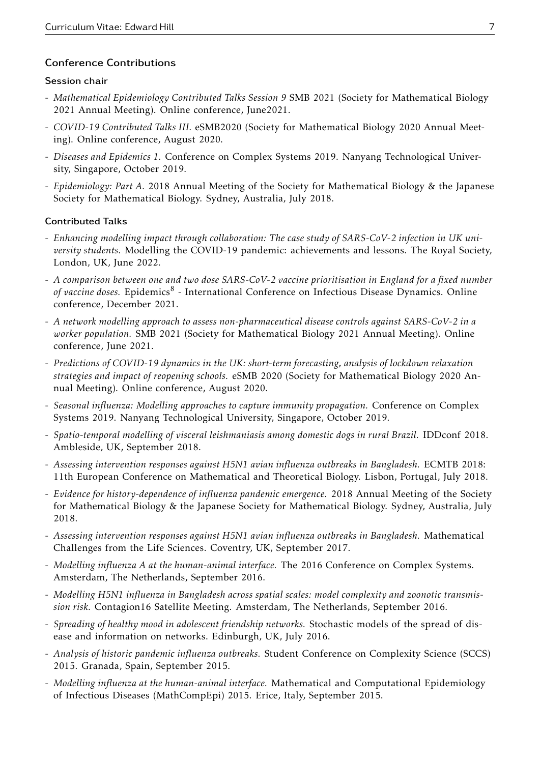## Conference Contributions

### Session chair

- *Mathematical Epidemiology Contributed Talks Session 9* SMB 2021 (Society for Mathematical Biology 2021 Annual Meeting). Online conference, June2021.
- *COVID-19 Contributed Talks III.* eSMB2020 (Society for Mathematical Biology 2020 Annual Meeting). Online conference, August 2020.
- *Diseases and Epidemics 1.* Conference on Complex Systems 2019. Nanyang Technological University, Singapore, October 2019.
- *Epidemiology: Part A.* 2018 Annual Meeting of the Society for Mathematical Biology & the Japanese Society for Mathematical Biology. Sydney, Australia, July 2018.

### Contributed Talks

- *Enhancing modelling impact through collaboration: The case study of SARS-CoV-2 infection in UK university students.* Modelling the COVID-19 pandemic: achievements and lessons. The Royal Society, London, UK, June 2022.
- *A comparison between one and two dose SARS-CoV-2 vaccine prioritisation in England for a fixed number of vaccine doses.* Epidemics$^8$ - International Conference on Infectious Disease Dynamics. Online conference, December 2021.
- *A network modelling approach to assess non-pharmaceutical disease controls against SARS-CoV-2 in a worker population.* SMB 2021 (Society for Mathematical Biology 2021 Annual Meeting). Online conference, June 2021.
- *Predictions of COVID-19 dynamics in the UK: short-term forecasting, analysis of lockdown relaxation strategies and impact of reopening schools.* eSMB 2020 (Society for Mathematical Biology 2020 Annual Meeting). Online conference, August 2020.
- *Seasonal influenza: Modelling approaches to capture immunity propagation.* Conference on Complex Systems 2019. Nanyang Technological University, Singapore, October 2019.
- *Spatio-temporal modelling of visceral leishmaniasis among domestic dogs in rural Brazil.* IDDconf 2018. Ambleside, UK, September 2018.
- *Assessing intervention responses against H5N1 avian influenza outbreaks in Bangladesh.* ECMTB 2018: 11th European Conference on Mathematical and Theoretical Biology. Lisbon, Portugal, July 2018.
- *Evidence for history-dependence of influenza pandemic emergence.* 2018 Annual Meeting of the Society for Mathematical Biology & the Japanese Society for Mathematical Biology. Sydney, Australia, July 2018.
- *Assessing intervention responses against H5N1 avian influenza outbreaks in Bangladesh.* Mathematical Challenges from the Life Sciences. Coventry, UK, September 2017.
- *Modelling influenza A at the human-animal interface.* The 2016 Conference on Complex Systems. Amsterdam, The Netherlands, September 2016.
- *Modelling H5N1 influenza in Bangladesh across spatial scales: model complexity and zoonotic transmission risk.* Contagion16 Satellite Meeting. Amsterdam, The Netherlands, September 2016.
- *Spreading of healthy mood in adolescent friendship networks.* Stochastic models of the spread of disease and information on networks. Edinburgh, UK, July 2016.
- *Analysis of historic pandemic influenza outbreaks.* Student Conference on Complexity Science (SCCS) 2015. Granada, Spain, September 2015.
- *Modelling influenza at the human-animal interface.* Mathematical and Computational Epidemiology of Infectious Diseases (MathCompEpi) 2015. Erice, Italy, September 2015.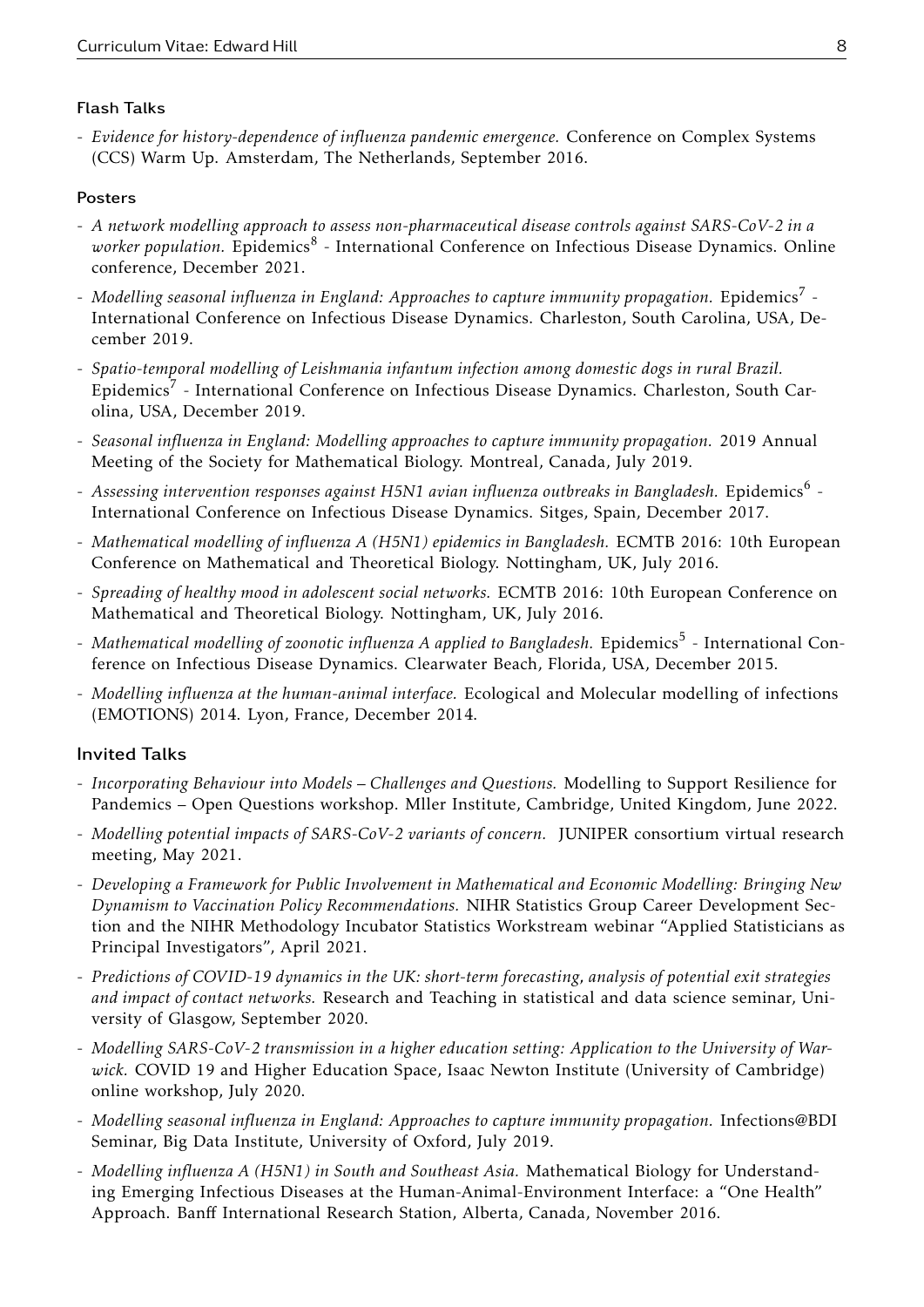### Flash Talks

- *Evidence for history-dependence of influenza pandemic emergence.* Conference on Complex Systems (CCS) Warm Up. Amsterdam, The Netherlands, September 2016.

### Posters

- *A network modelling approach to assess non-pharmaceutical disease controls against SARS-CoV-2 in a worker population.* Epidemics$^8$ - International Conference on Infectious Disease Dynamics. Online conference, December 2021.
- *Modelling seasonal influenza in England: Approaches to capture immunity propagation.* Epidemics$^7$ - International Conference on Infectious Disease Dynamics. Charleston, South Carolina, USA, December 2019.
- *Spatio-temporal modelling of Leishmania infantum infection among domestic dogs in rural Brazil.* Epidemics$^7$ - International Conference on Infectious Disease Dynamics. Charleston, South Carolina, USA, December 2019.
- *Seasonal influenza in England: Modelling approaches to capture immunity propagation.* 2019 Annual Meeting of the Society for Mathematical Biology. Montreal, Canada, July 2019.
- *Assessing intervention responses against H5N1 avian influenza outbreaks in Bangladesh.* Epidemics$^6$ - International Conference on Infectious Disease Dynamics. Sitges, Spain, December 2017.
- *Mathematical modelling of influenza A (H5N1) epidemics in Bangladesh.* ECMTB 2016: 10th European Conference on Mathematical and Theoretical Biology. Nottingham, UK, July 2016.
- *Spreading of healthy mood in adolescent social networks.* ECMTB 2016: 10th European Conference on Mathematical and Theoretical Biology. Nottingham, UK, July 2016.
- *Mathematical modelling of zoonotic influenza A applied to Bangladesh.* Epidemics$^5$ - International Conference on Infectious Disease Dynamics. Clearwater Beach, Florida, USA, December 2015.
- *Modelling influenza at the human-animal interface.* Ecological and Molecular modelling of infections (EMOTIONS) 2014. Lyon, France, December 2014.

### Invited Talks

- *Incorporating Behaviour into Models – Challenges and Questions.* Modelling to Support Resilience for Pandemics – Open Questions workshop. Mller Institute, Cambridge, United Kingdom, June 2022.
- *Modelling potential impacts of SARS-CoV-2 variants of concern.* JUNIPER consortium virtual research meeting, May 2021.
- *Developing a Framework for Public Involvement in Mathematical and Economic Modelling: Bringing New Dynamism to Vaccination Policy Recommendations.* NIHR Statistics Group Career Development Section and the NIHR Methodology Incubator Statistics Workstream webinar "Applied Statisticians as Principal Investigators", April 2021.
- *Predictions of COVID-19 dynamics in the UK: short-term forecasting, analysis of potential exit strategies and impact of contact networks.* Research and Teaching in statistical and data science seminar, University of Glasgow, September 2020.
- *Modelling SARS-CoV-2 transmission in a higher education setting: Application to the University of Warwick.* COVID 19 and Higher Education Space, Isaac Newton Institute (University of Cambridge) online workshop, July 2020.
- *Modelling seasonal influenza in England: Approaches to capture immunity propagation.* Infections@BDI Seminar, Big Data Institute, University of Oxford, July 2019.
- *Modelling influenza A (H5N1) in South and Southeast Asia.* Mathematical Biology for Understanding Emerging Infectious Diseases at the Human-Animal-Environment Interface: a "One Health" Approach. Banff International Research Station, Alberta, Canada, November 2016.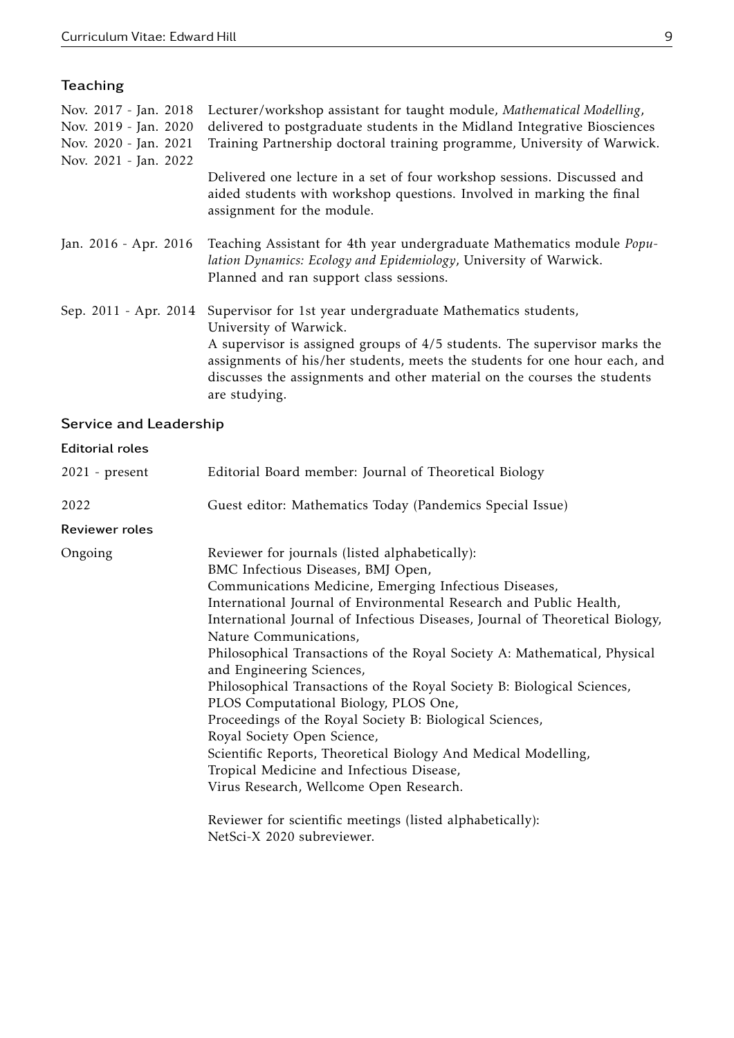## Teaching

**Nov. 2017 - Jan. 2018**
**Nov. 2019 - Jan. 2020**
**Nov. 2020 - Jan. 2021**
**Nov. 2021 - Jan. 2022**

Lecturer/workshop assistant for taught module, *Mathematical Modelling*, delivered to postgraduate students in the Midland Integrative Biosciences Training Partnership doctoral training programme, University of Warwick.

Delivered one lecture in a set of four workshop sessions. Discussed and aided students with workshop questions. Involved in marking the final assignment for the module.

**Jan. 2016 - Apr. 2016**

Teaching Assistant for 4th year undergraduate Mathematics module *Population Dynamics: Ecology and Epidemiology*, University of Warwick.
Planned and ran support class sessions.

**Sep. 2011 - Apr. 2014**

Supervisor for 1st year undergraduate Mathematics students, University of Warwick.
A supervisor is assigned groups of 4/5 students. The supervisor marks the assignments of his/her students, meets the students for one hour each, and discusses the assignments and other material on the courses the students are studying.

## Service and Leadership

### Editorial roles

**2021 - present** Editorial Board member: Journal of Theoretical Biology

**2022** Guest editor: Mathematics Today (Pandemics Special Issue)

### Reviewer roles

**Ongoing**

Reviewer for journals (listed alphabetically):
BMC Infectious Diseases, BMJ Open,
Communications Medicine, Emerging Infectious Diseases,
International Journal of Environmental Research and Public Health,
International Journal of Infectious Diseases, Journal of Theoretical Biology,
Nature Communications,
Philosophical Transactions of the Royal Society A: Mathematical, Physical and Engineering Sciences,
Philosophical Transactions of the Royal Society B: Biological Sciences,
PLOS Computational Biology, PLOS One,
Proceedings of the Royal Society B: Biological Sciences,
Royal Society Open Science,
Scientific Reports, Theoretical Biology And Medical Modelling,
Tropical Medicine and Infectious Disease,
Virus Research, Wellcome Open Research.

Reviewer for scientific meetings (listed alphabetically):
NetSci-X 2020 subreviewer.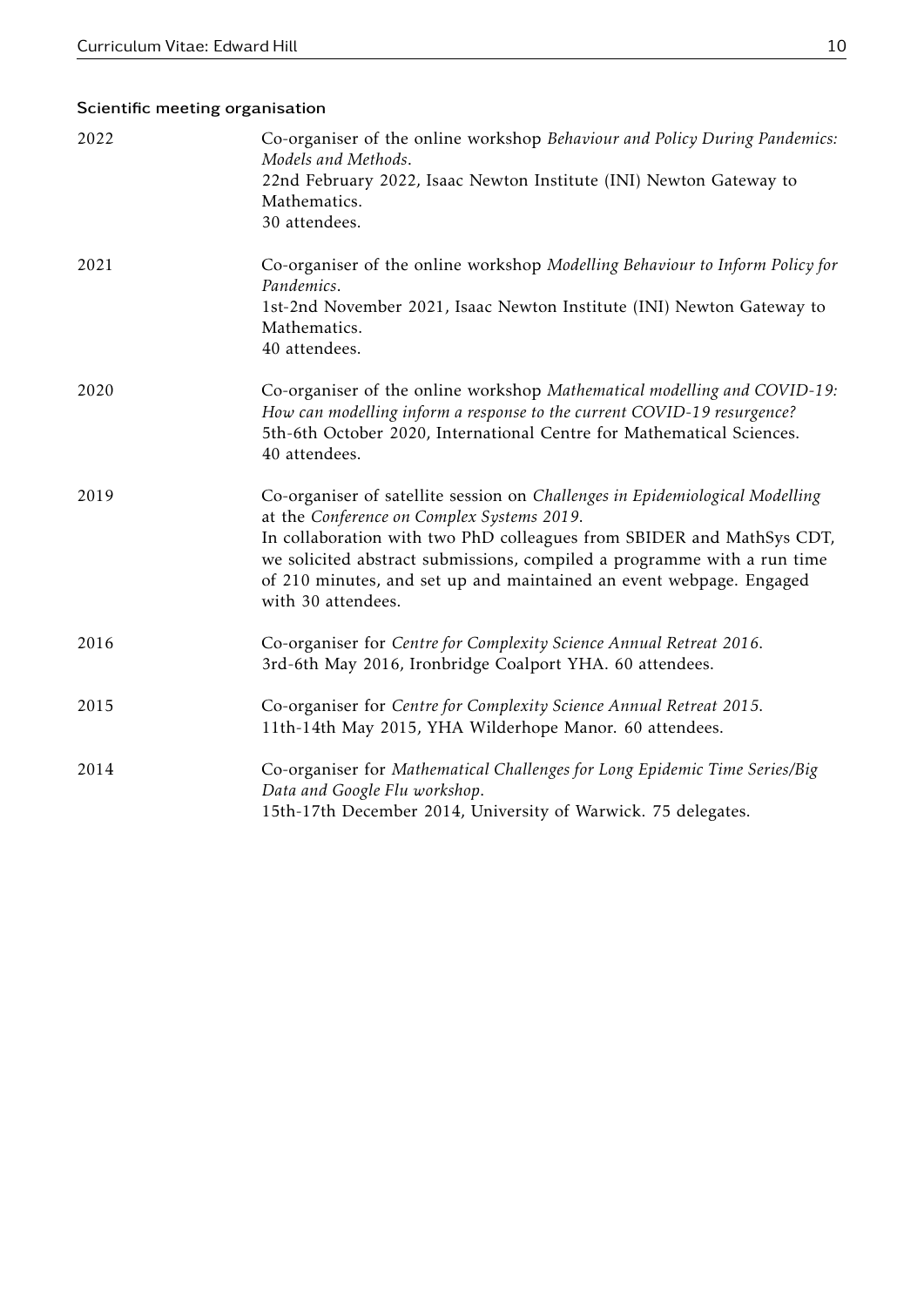## Scientific meeting organisation

**2022**
Co-organiser of the online workshop *Behaviour and Policy During Pandemics: Models and Methods*.
22nd February 2022, Isaac Newton Institute (INI) Newton Gateway to Mathematics.
30 attendees.

**2021**
Co-organiser of the online workshop *Modelling Behaviour to Inform Policy for Pandemics*.
1st-2nd November 2021, Isaac Newton Institute (INI) Newton Gateway to Mathematics.
40 attendees.

**2020**
Co-organiser of the online workshop *Mathematical modelling and COVID-19: How can modelling inform a response to the current COVID-19 resurgence?*
5th-6th October 2020, International Centre for Mathematical Sciences.
40 attendees.

**2019**
Co-organiser of satellite session on *Challenges in Epidemiological Modelling* at the *Conference on Complex Systems 2019*.
In collaboration with two PhD colleagues from SBIDER and MathSys CDT, we solicited abstract submissions, compiled a programme with a run time of 210 minutes, and set up and maintained an event webpage. Engaged with 30 attendees.

**2016**
Co-organiser for *Centre for Complexity Science Annual Retreat 2016*.
3rd-6th May 2016, Ironbridge Coalport YHA. 60 attendees.

**2015**
Co-organiser for *Centre for Complexity Science Annual Retreat 2015*.
11th-14th May 2015, YHA Wilderhope Manor. 60 attendees.

**2014**
Co-organiser for *Mathematical Challenges for Long Epidemic Time Series/Big Data and Google Flu workshop*.
15th-17th December 2014, University of Warwick. 75 delegates.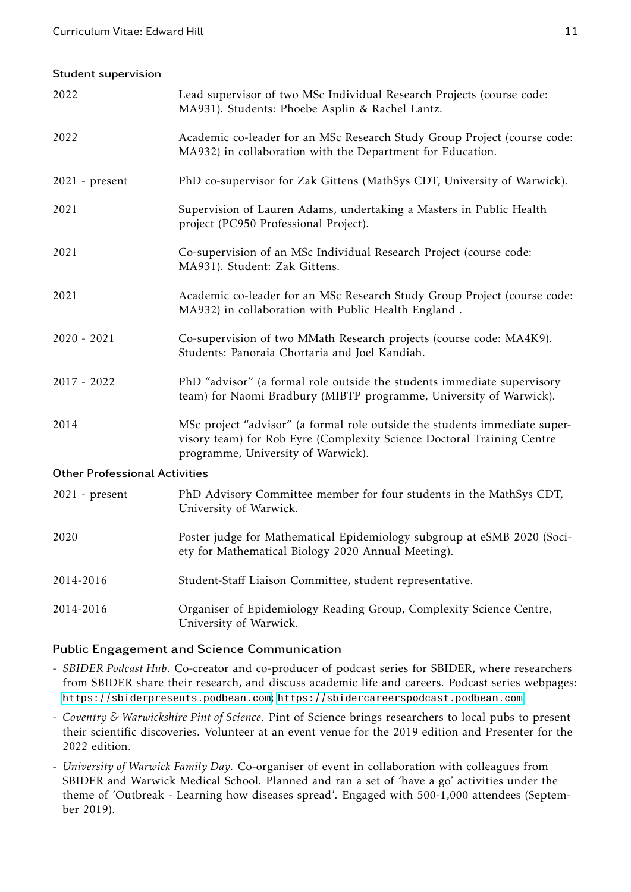#### Student supervision

| | |
|---|---|
| 2022 | Lead supervisor of two MSc Individual Research Projects (course code: MA931). Students: Phoebe Asplin & Rachel Lantz. |
| 2022 | Academic co-leader for an MSc Research Study Group Project (course code: MA932) in collaboration with the Department for Education. |
| 2021 - present | PhD co-supervisor for Zak Gittens (MathSys CDT, University of Warwick). |
| 2021 | Supervision of Lauren Adams, undertaking a Masters in Public Health project (PC950 Professional Project). |
| 2021 | Co-supervision of an MSc Individual Research Project (course code: MA931). Student: Zak Gittens. |
| 2021 | Academic co-leader for an MSc Research Study Group Project (course code: MA932) in collaboration with Public Health England . |
| 2020 - 2021 | Co-supervision of two MMath Research projects (course code: MA4K9). Students: Panoraia Chortaria and Joel Kandiah. |
| 2017 - 2022 | PhD "advisor" (a formal role outside the students immediate supervisory team) for Naomi Bradbury (MIBTP programme, University of Warwick). |
| 2014 | MSc project "advisor" (a formal role outside the students immediate supervisory team) for Rob Eyre (Complexity Science Doctoral Training Centre programme, University of Warwick). |

#### Other Professional Activities

| | |
|---|---|
| 2021 - present | PhD Advisory Committee member for four students in the MathSys CDT, University of Warwick. |
| 2020 | Poster judge for Mathematical Epidemiology subgroup at eSMB 2020 (Society for Mathematical Biology 2020 Annual Meeting). |
| 2014-2016 | Student-Staff Liaison Committee, student representative. |
| 2014-2016 | Organiser of Epidemiology Reading Group, Complexity Science Centre, University of Warwick. |

### Public Engagement and Science Communication

- *SBIDER Podcast Hub*. Co-creator and co-producer of podcast series for SBIDER, where researchers from SBIDER share their research, and discuss academic life and careers. Podcast series webpages: https://sbiderpresents.podbean.com; https://sbidercareerspodcast.podbean.com
- *Coventry & Warwickshire Pint of Science*. Pint of Science brings researchers to local pubs to present their scientific discoveries. Volunteer at an event venue for the 2019 edition and Presenter for the 2022 edition.
- *University of Warwick Family Day*. Co-organiser of event in collaboration with colleagues from SBIDER and Warwick Medical School. Planned and ran a set of 'have a go' activities under the theme of 'Outbreak - Learning how diseases spread'. Engaged with 500-1,000 attendees (September 2019).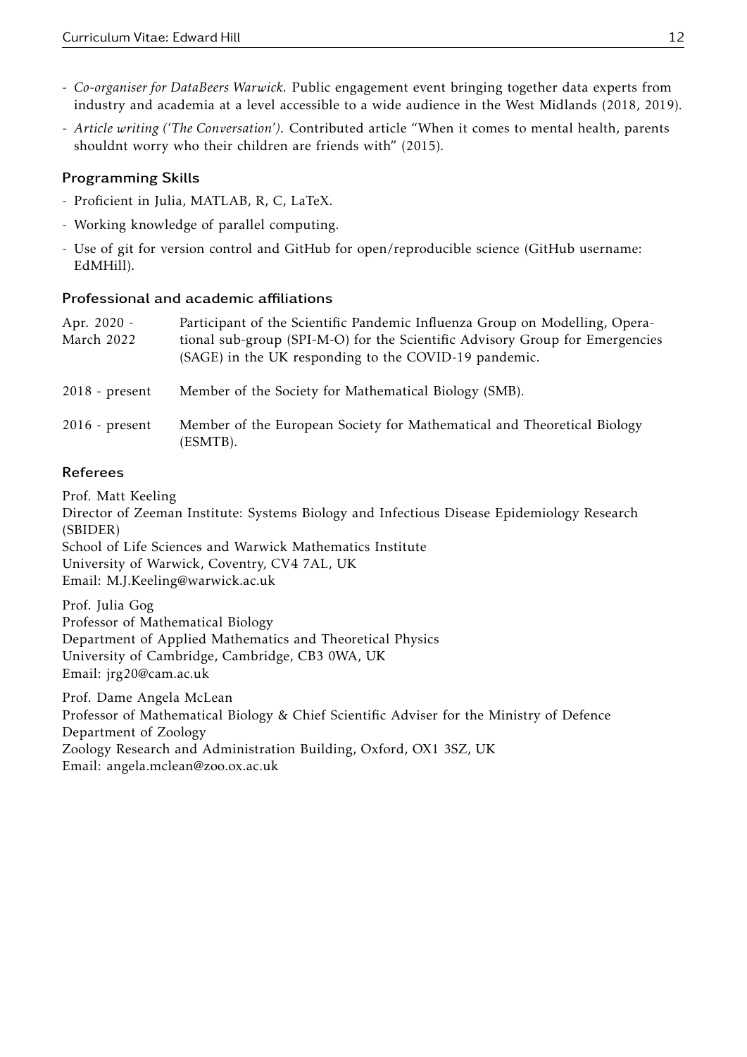- *Co-organiser for DataBeers Warwick.* Public engagement event bringing together data experts from industry and academia at a level accessible to a wide audience in the West Midlands (2018, 2019).
- *Article writing ('The Conversation').* Contributed article "When it comes to mental health, parents shouldnt worry who their children are friends with" (2015).

### Programming Skills

- Proficient in Julia, MATLAB, R, C, LaTeX.
- Working knowledge of parallel computing.
- Use of git for version control and GitHub for open/reproducible science (GitHub username: EdMHill).

### Professional and academic affiliations

| | |
|---|---|
| Apr. 2020 - March 2022 | Participant of the Scientific Pandemic Influenza Group on Modelling, Operational sub-group (SPI-M-O) for the Scientific Advisory Group for Emergencies (SAGE) in the UK responding to the COVID-19 pandemic. |
| 2018 - present | Member of the Society for Mathematical Biology (SMB). |
| 2016 - present | Member of the European Society for Mathematical and Theoretical Biology (ESMTB). |

### Referees

Prof. Matt Keeling
Director of Zeeman Institute: Systems Biology and Infectious Disease Epidemiology Research (SBIDER)
School of Life Sciences and Warwick Mathematics Institute
University of Warwick, Coventry, CV4 7AL, UK
Email: M.J.Keeling@warwick.ac.uk

Prof. Julia Gog
Professor of Mathematical Biology
Department of Applied Mathematics and Theoretical Physics
University of Cambridge, Cambridge, CB3 0WA, UK
Email: jrg20@cam.ac.uk

Prof. Dame Angela McLean
Professor of Mathematical Biology & Chief Scientific Adviser for the Ministry of Defence
Department of Zoology
Zoology Research and Administration Building, Oxford, OX1 3SZ, UK
Email: angela.mclean@zoo.ox.ac.uk